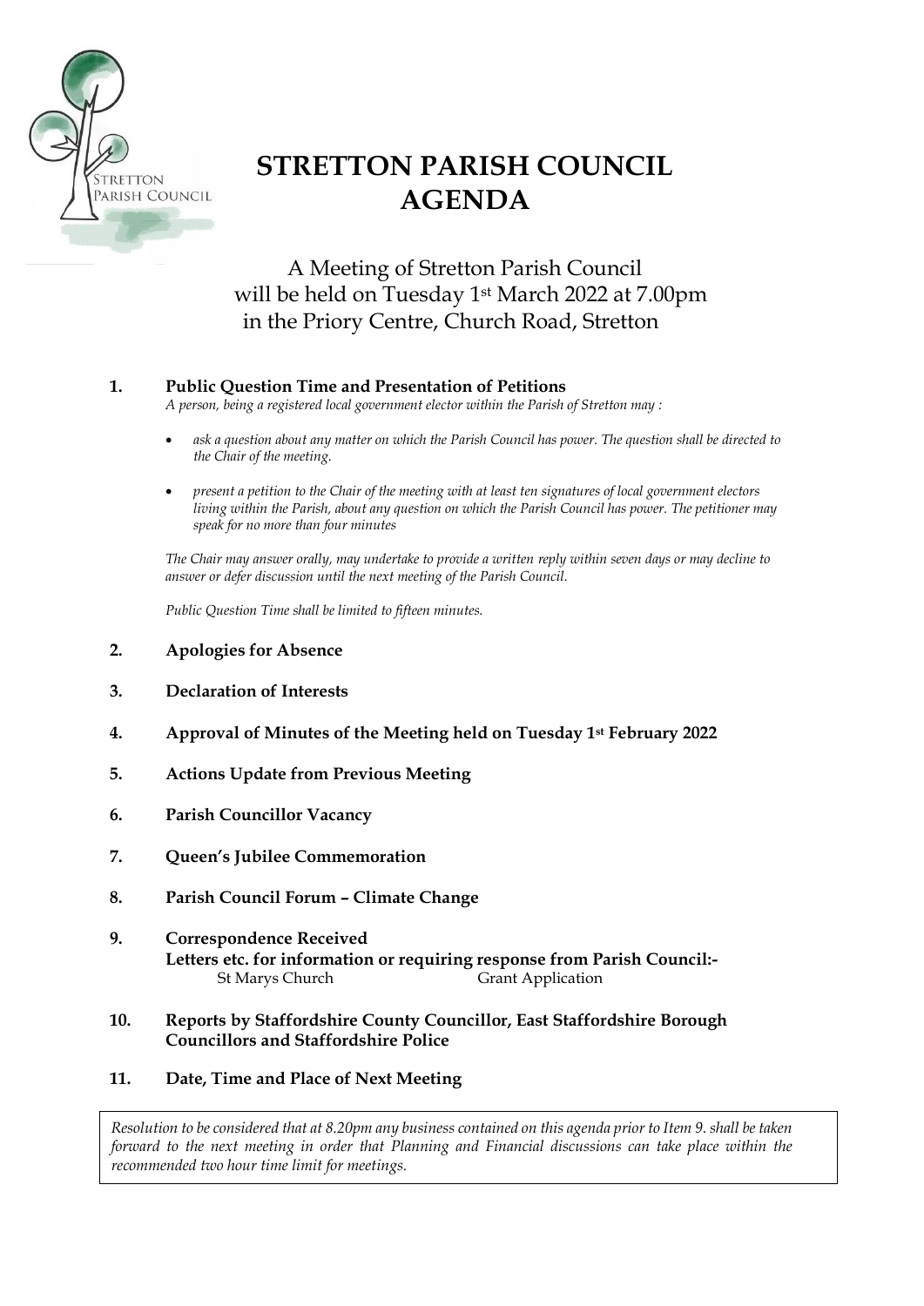# STRETTON PARISH COUNCIL AGENDA

A Meeting of Stretton Parish Council will be held on Tuesday 1st March 2022 at 7.00pm in the Priory Centre, Church Road, Stretton

**1. Public Question Time and Presentation of Petitions**

*A person, being a registered local government elector within the Parish of Stretton may :*

- *ask a question about any matter on which the Parish Council has power. The question shall be directed to the Chair of the meeting.*
- *present a petition to the Chair of the meeting with at least ten signatures of local government electors living within the Parish, about any question on which the Parish Council has power. The petitioner may speak for no more than four minutes*

*The Chair may answer orally, may undertake to provide a written reply within seven days or may decline to answer or defer discussion until the next meeting of the Parish Council.*

*Public Question Time shall be limited to fifteen minutes.*

**2. Apologies for Absence**

**3. Declaration of Interests**

**4. Approval of Minutes of the Meeting held on Tuesday 1st February 2022**

**5. Actions Update from Previous Meeting**

**6. Parish Councillor Vacancy**

**7. Queen's Jubilee Commemoration**

**8. Parish Council Forum – Climate Change**

**9. Correspondence Received**
**Letters etc. for information or requiring response from Parish Council:-**

| | |
|---|---|
| St Marys Church | Grant Application |

**10. Reports by Staffordshire County Councillor, East Staffordshire Borough Councillors and Staffordshire Police**

**11. Date, Time and Place of Next Meeting**

*Resolution to be considered that at 8.20pm any business contained on this agenda prior to Item 9. shall be taken forward to the next meeting in order that Planning and Financial discussions can take place within the recommended two hour time limit for meetings.*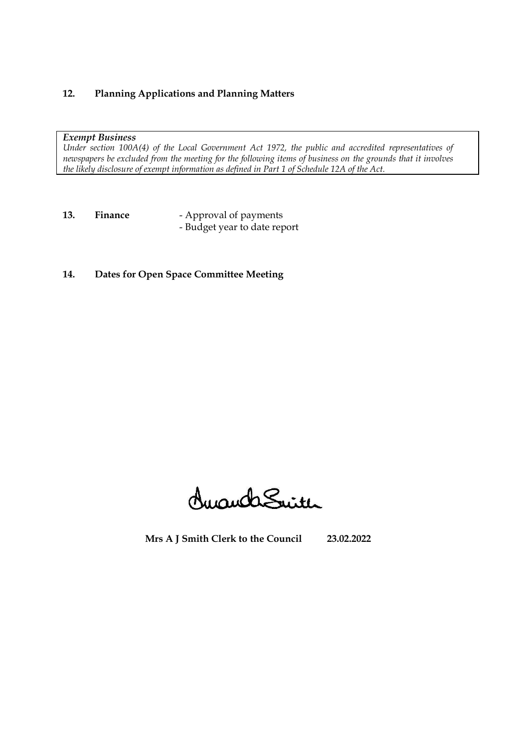**12. Planning Applications and Planning Matters**

***Exempt Business***
*Under section 100A(4) of the Local Government Act 1972, the public and accredited representatives of newspapers be excluded from the meeting for the following items of business on the grounds that it involves the likely disclosure of exempt information as defined in Part 1 of Schedule 12A of the Act.*

**13. Finance**
- Approval of payments
- Budget year to date report

**14. Dates for Open Space Committee Meeting**

**Mrs A J Smith Clerk to the Council 23.02.2022**